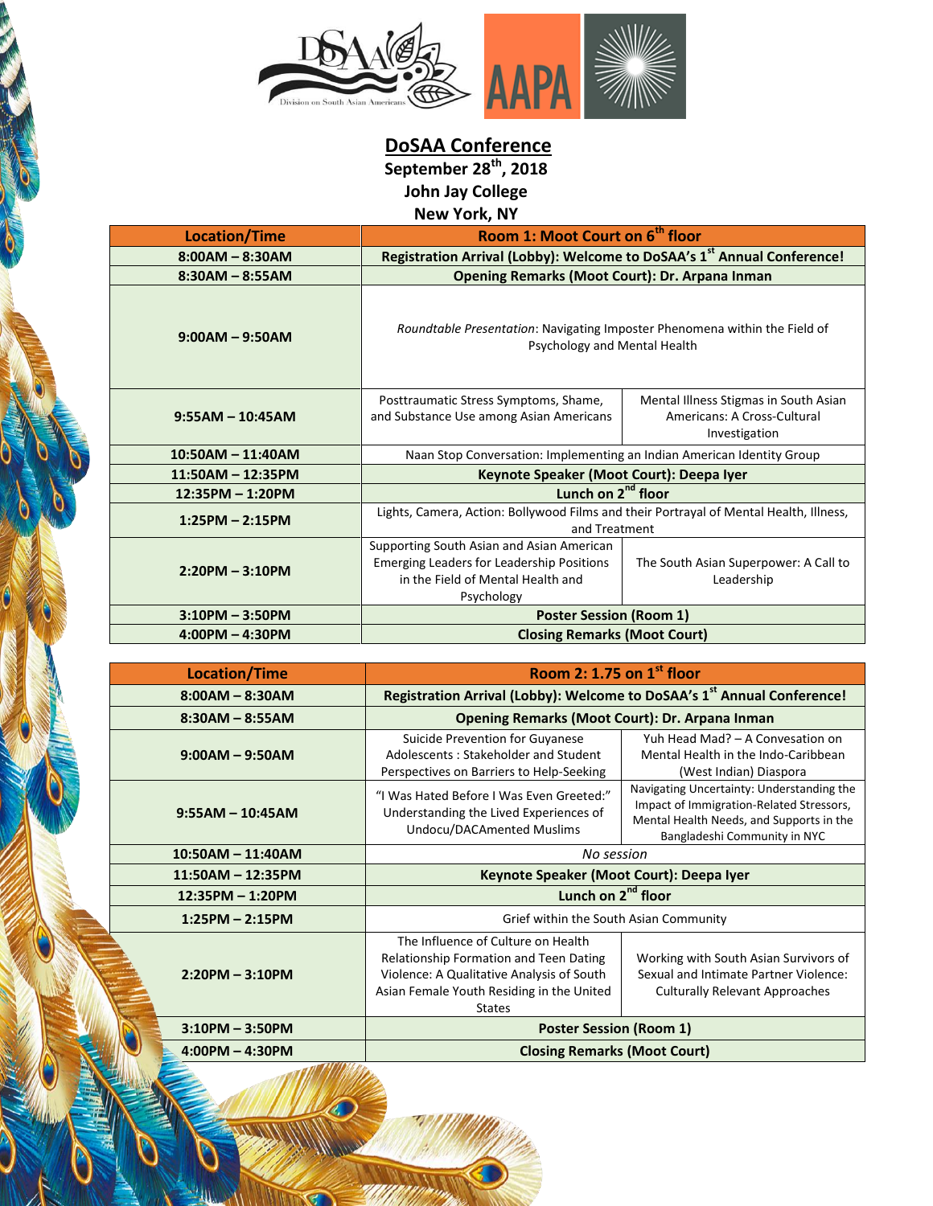# DoSAA Conference

**September 28th, 2018**
**John Jay College**
**New York, NY**

| Location/Time | Room 1: Moot Court on 6th floor | |
|---|---|---|
| 8:00AM – 8:30AM | **Registration Arrival (Lobby): Welcome to DoSAA's 1st Annual Conference!** | |
| 8:30AM – 8:55AM | **Opening Remarks (Moot Court): Dr. Arpana Inman** | |
| 9:00AM – 9:50AM | *Roundtable Presentation*: Navigating Imposter Phenomena within the Field of Psychology and Mental Health | |
| 9:55AM – 10:45AM | Posttraumatic Stress Symptoms, Shame, and Substance Use among Asian Americans | Mental Illness Stigmas in South Asian Americans: A Cross-Cultural Investigation |
| 10:50AM – 11:40AM | Naan Stop Conversation: Implementing an Indian American Identity Group | |
| 11:50AM – 12:35PM | **Keynote Speaker (Moot Court): Deepa Iyer** | |
| 12:35PM – 1:20PM | **Lunch on 2nd floor** | |
| 1:25PM – 2:15PM | Lights, Camera, Action: Bollywood Films and their Portrayal of Mental Health, Illness, and Treatment | |
| 2:20PM – 3:10PM | Supporting South Asian and Asian American Emerging Leaders for Leadership Positions in the Field of Mental Health and Psychology | The South Asian Superpower: A Call to Leadership |
| 3:10PM – 3:50PM | **Poster Session (Room 1)** | |
| 4:00PM – 4:30PM | **Closing Remarks (Moot Court)** | |

| Location/Time | Room 2: 1.75 on 1st floor | |
|---|---|---|
| 8:00AM – 8:30AM | **Registration Arrival (Lobby): Welcome to DoSAA's 1st Annual Conference!** | |
| 8:30AM – 8:55AM | **Opening Remarks (Moot Court): Dr. Arpana Inman** | |
| 9:00AM – 9:50AM | Suicide Prevention for Guyanese Adolescents : Stakeholder and Student Perspectives on Barriers to Help-Seeking | Yuh Head Mad? – A Convesation on Mental Health in the Indo-Caribbean (West Indian) Diaspora |
| 9:55AM – 10:45AM | "I Was Hated Before I Was Even Greeted:" Understanding the Lived Experiences of Undocu/DACAmented Muslims | Navigating Uncertainty: Understanding the Impact of Immigration-Related Stressors, Mental Health Needs, and Supports in the Bangladeshi Community in NYC |
| 10:50AM – 11:40AM | *No session* | |
| 11:50AM – 12:35PM | **Keynote Speaker (Moot Court): Deepa Iyer** | |
| 12:35PM – 1:20PM | **Lunch on 2nd floor** | |
| 1:25PM – 2:15PM | Grief within the South Asian Community | |
| 2:20PM – 3:10PM | The Influence of Culture on Health Relationship Formation and Teen Dating Violence: A Qualitative Analysis of South Asian Female Youth Residing in the United States | Working with South Asian Survivors of Sexual and Intimate Partner Violence: Culturally Relevant Approaches |
| 3:10PM – 3:50PM | **Poster Session (Room 1)** | |
| 4:00PM – 4:30PM | **Closing Remarks (Moot Court)** | |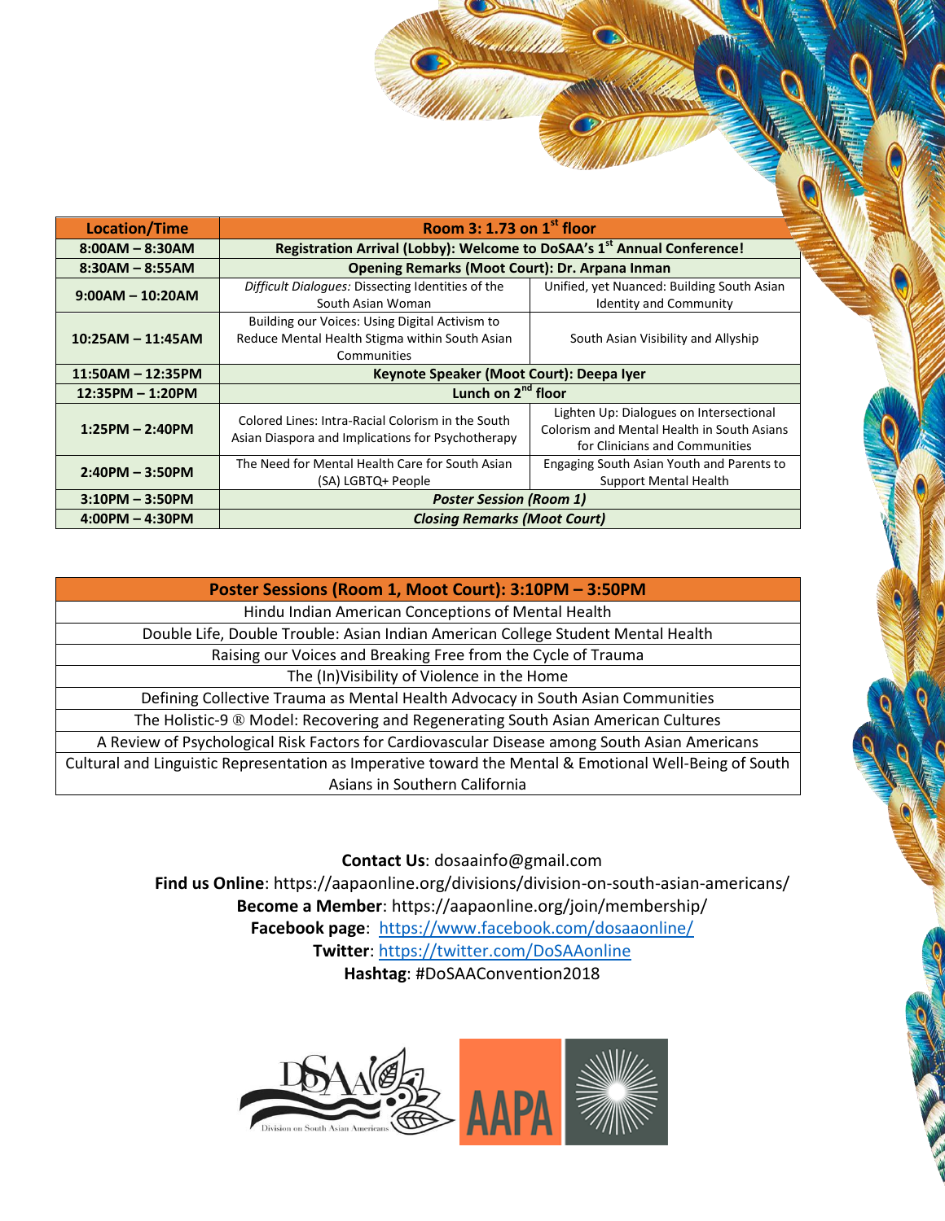| Location/Time | Room 3: 1.73 on 1st floor | |
|---|---|---|
| 8:00AM – 8:30AM | Registration Arrival (Lobby): Welcome to DoSAA's 1st Annual Conference! | |
| 8:30AM – 8:55AM | Opening Remarks (Moot Court): Dr. Arpana Inman | |
| 9:00AM – 10:20AM | *Difficult Dialogues:* Dissecting Identities of the South Asian Woman | Unified, yet Nuanced: Building South Asian Identity and Community |
| 10:25AM – 11:45AM | Building our Voices: Using Digital Activism to Reduce Mental Health Stigma within South Asian Communities | South Asian Visibility and Allyship |
| 11:50AM – 12:35PM | Keynote Speaker (Moot Court): Deepa Iyer | |
| 12:35PM – 1:20PM | Lunch on 2nd floor | |
| 1:25PM – 2:40PM | Colored Lines: Intra-Racial Colorism in the South Asian Diaspora and Implications for Psychotherapy | Lighten Up: Dialogues on Intersectional Colorism and Mental Health in South Asians for Clinicians and Communities |
| 2:40PM – 3:50PM | The Need for Mental Health Care for South Asian (SA) LGBTQ+ People | Engaging South Asian Youth and Parents to Support Mental Health |
| 3:10PM – 3:50PM | *Poster Session (Room 1)* | |
| 4:00PM – 4:30PM | *Closing Remarks (Moot Court)* | |

| Poster Sessions (Room 1, Moot Court): 3:10PM – 3:50PM |
|---|
| Hindu Indian American Conceptions of Mental Health |
| Double Life, Double Trouble: Asian Indian American College Student Mental Health |
| Raising our Voices and Breaking Free from the Cycle of Trauma |
| The (In)Visibility of Violence in the Home |
| Defining Collective Trauma as Mental Health Advocacy in South Asian Communities |
| The Holistic-9 ® Model: Recovering and Regenerating South Asian American Cultures |
| A Review of Psychological Risk Factors for Cardiovascular Disease among South Asian Americans |
| Cultural and Linguistic Representation as Imperative toward the Mental & Emotional Well-Being of South Asians in Southern California |

**Contact Us**: dosaainfo@gmail.com

**Find us Online**: https://aapaonline.org/divisions/division-on-south-asian-americans/

**Become a Member**: https://aapaonline.org/join/membership/

**Facebook page**: https://www.facebook.com/dosaaonline/

**Twitter**: https://twitter.com/DoSAAonline

**Hashtag**: #DoSAAConvention2018

DoSAA Division on South Asian Americans

AAPA